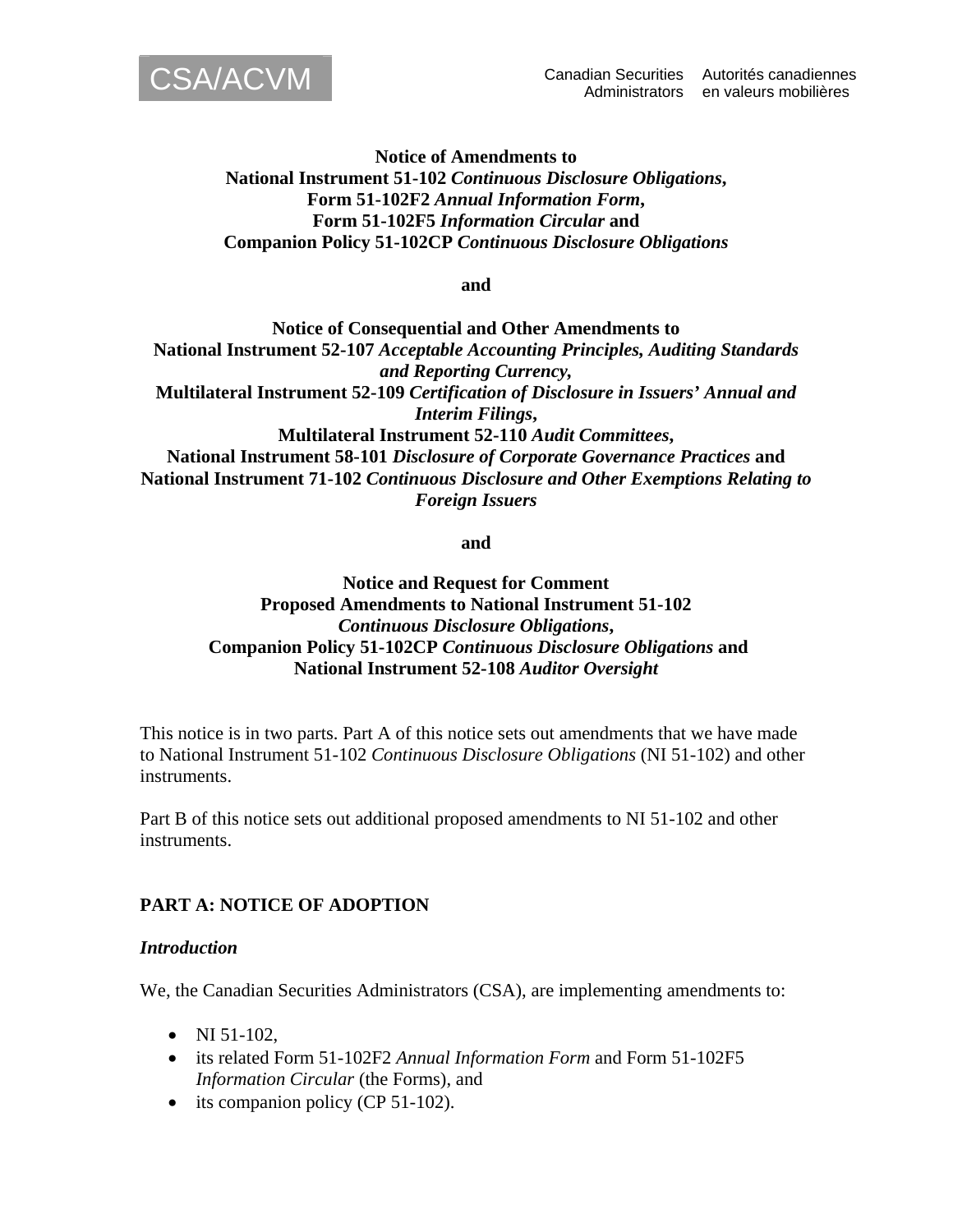CSA/ACVM

Canadian Securities Administrators — Autorités canadiennes en valeurs mobilières

**Notice of Amendments to**
**National Instrument 51-102 *Continuous Disclosure Obligations*,**
**Form 51-102F2 *Annual Information Form*,**
**Form 51-102F5 *Information Circular* and**
**Companion Policy 51-102CP *Continuous Disclosure Obligations***

**and**

**Notice of Consequential and Other Amendments to**
**National Instrument 52-107 *Acceptable Accounting Principles, Auditing Standards and Reporting Currency*,**
**Multilateral Instrument 52-109 *Certification of Disclosure in Issuers' Annual and Interim Filings*,**
**Multilateral Instrument 52-110 *Audit Committees*,**
**National Instrument 58-101 *Disclosure of Corporate Governance Practices* and**
**National Instrument 71-102 *Continuous Disclosure and Other Exemptions Relating to Foreign Issuers***

**and**

**Notice and Request for Comment**
**Proposed Amendments to National Instrument 51-102 *Continuous Disclosure Obligations*,**
**Companion Policy 51-102CP *Continuous Disclosure Obligations* and**
**National Instrument 52-108 *Auditor Oversight***

This notice is in two parts. Part A of this notice sets out amendments that we have made to National Instrument 51-102 *Continuous Disclosure Obligations* (NI 51-102) and other instruments.

Part B of this notice sets out additional proposed amendments to NI 51-102 and other instruments.

## PART A: NOTICE OF ADOPTION

### *Introduction*

We, the Canadian Securities Administrators (CSA), are implementing amendments to:

- NI 51-102,
- its related Form 51-102F2 *Annual Information Form* and Form 51-102F5 *Information Circular* (the Forms), and
- its companion policy (CP 51-102).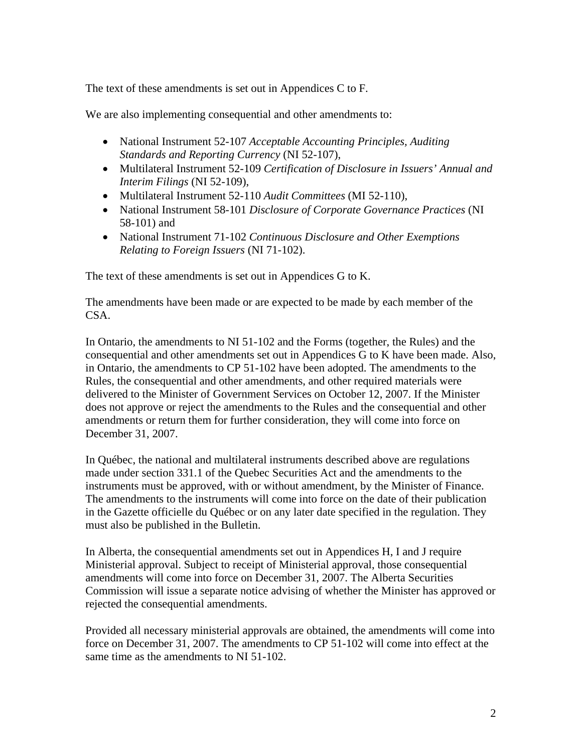The text of these amendments is set out in Appendices C to F.

We are also implementing consequential and other amendments to:

- National Instrument 52-107 *Acceptable Accounting Principles, Auditing Standards and Reporting Currency* (NI 52-107),
- Multilateral Instrument 52-109 *Certification of Disclosure in Issuers' Annual and Interim Filings* (NI 52-109),
- Multilateral Instrument 52-110 *Audit Committees* (MI 52-110),
- National Instrument 58-101 *Disclosure of Corporate Governance Practices* (NI 58-101) and
- National Instrument 71-102 *Continuous Disclosure and Other Exemptions Relating to Foreign Issuers* (NI 71-102).

The text of these amendments is set out in Appendices G to K.

The amendments have been made or are expected to be made by each member of the CSA.

In Ontario, the amendments to NI 51-102 and the Forms (together, the Rules) and the consequential and other amendments set out in Appendices G to K have been made. Also, in Ontario, the amendments to CP 51-102 have been adopted. The amendments to the Rules, the consequential and other amendments, and other required materials were delivered to the Minister of Government Services on October 12, 2007. If the Minister does not approve or reject the amendments to the Rules and the consequential and other amendments or return them for further consideration, they will come into force on December 31, 2007.

In Québec, the national and multilateral instruments described above are regulations made under section 331.1 of the Quebec Securities Act and the amendments to the instruments must be approved, with or without amendment, by the Minister of Finance. The amendments to the instruments will come into force on the date of their publication in the Gazette officielle du Québec or on any later date specified in the regulation. They must also be published in the Bulletin.

In Alberta, the consequential amendments set out in Appendices H, I and J require Ministerial approval. Subject to receipt of Ministerial approval, those consequential amendments will come into force on December 31, 2007. The Alberta Securities Commission will issue a separate notice advising of whether the Minister has approved or rejected the consequential amendments.

Provided all necessary ministerial approvals are obtained, the amendments will come into force on December 31, 2007. The amendments to CP 51-102 will come into effect at the same time as the amendments to NI 51-102.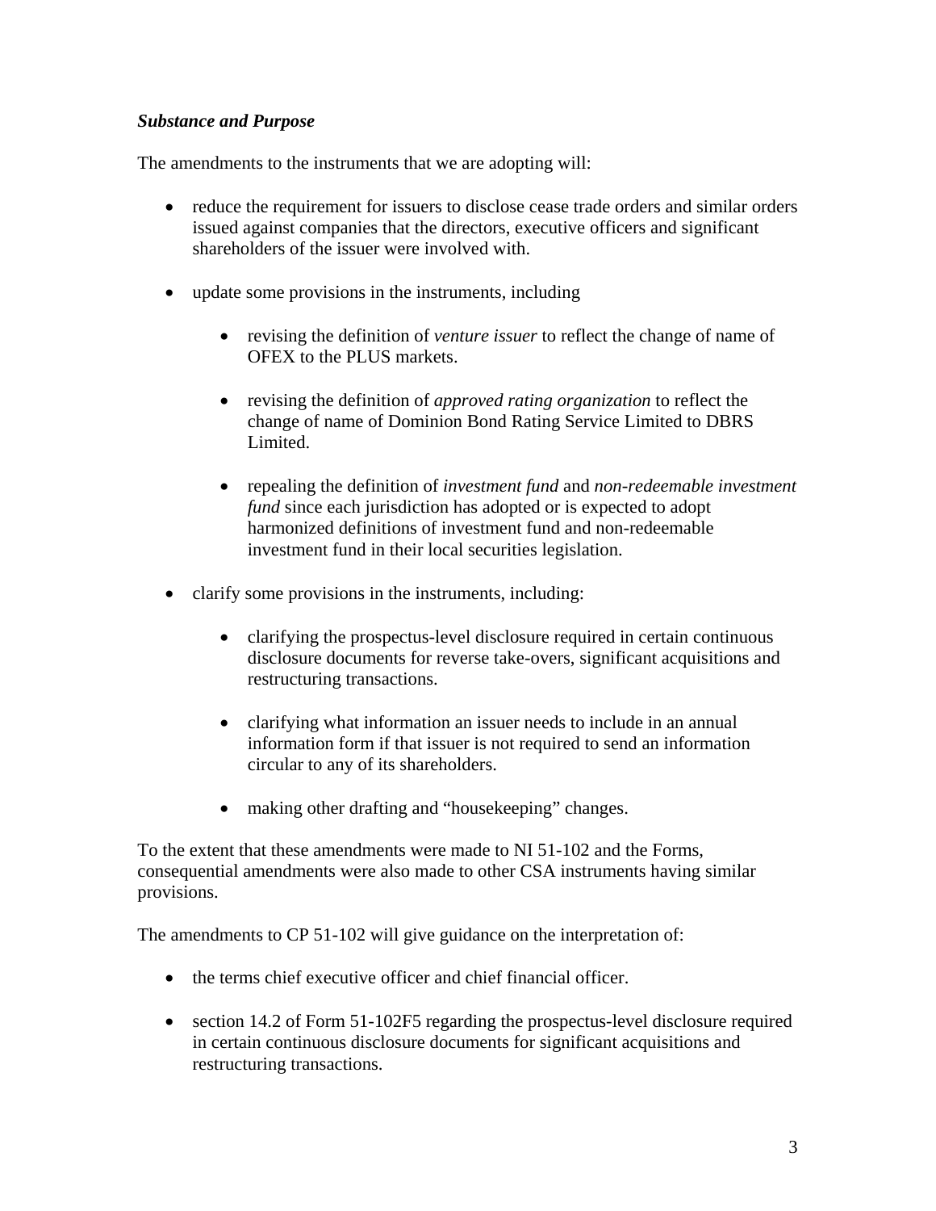***Substance and Purpose***

The amendments to the instruments that we are adopting will:

- reduce the requirement for issuers to disclose cease trade orders and similar orders issued against companies that the directors, executive officers and significant shareholders of the issuer were involved with.

- update some provisions in the instruments, including

  - revising the definition of *venture issuer* to reflect the change of name of OFEX to the PLUS markets.

  - revising the definition of *approved rating organization* to reflect the change of name of Dominion Bond Rating Service Limited to DBRS Limited.

  - repealing the definition of *investment fund* and *non-redeemable investment fund* since each jurisdiction has adopted or is expected to adopt harmonized definitions of investment fund and non-redeemable investment fund in their local securities legislation.

- clarify some provisions in the instruments, including:

  - clarifying the prospectus-level disclosure required in certain continuous disclosure documents for reverse take-overs, significant acquisitions and restructuring transactions.

  - clarifying what information an issuer needs to include in an annual information form if that issuer is not required to send an information circular to any of its shareholders.

  - making other drafting and "housekeeping" changes.

To the extent that these amendments were made to NI 51-102 and the Forms, consequential amendments were also made to other CSA instruments having similar provisions.

The amendments to CP 51-102 will give guidance on the interpretation of:

- the terms chief executive officer and chief financial officer.

- section 14.2 of Form 51-102F5 regarding the prospectus-level disclosure required in certain continuous disclosure documents for significant acquisitions and restructuring transactions.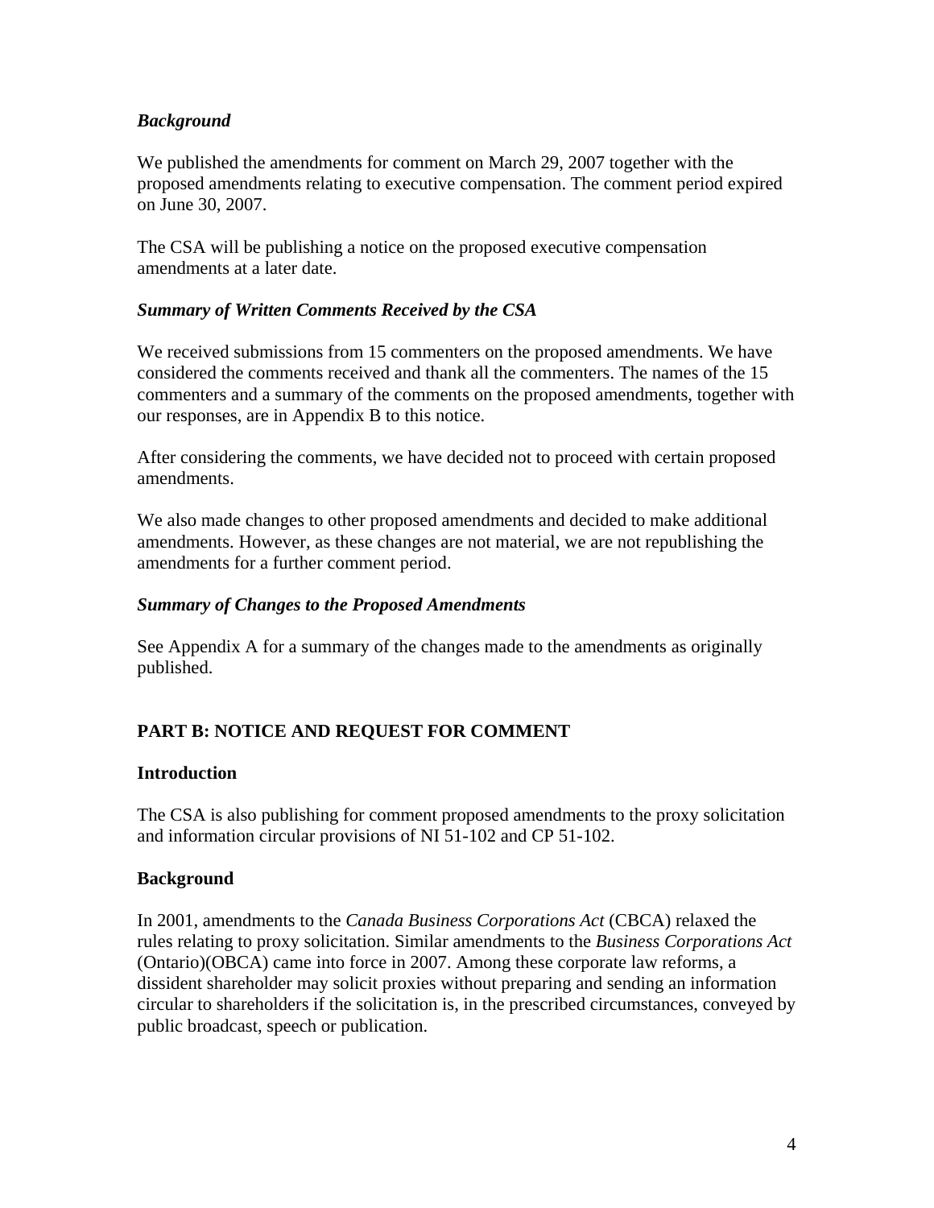### *Background*

We published the amendments for comment on March 29, 2007 together with the proposed amendments relating to executive compensation. The comment period expired on June 30, 2007.

The CSA will be publishing a notice on the proposed executive compensation amendments at a later date.

### *Summary of Written Comments Received by the CSA*

We received submissions from 15 commenters on the proposed amendments. We have considered the comments received and thank all the commenters. The names of the 15 commenters and a summary of the comments on the proposed amendments, together with our responses, are in Appendix B to this notice.

After considering the comments, we have decided not to proceed with certain proposed amendments.

We also made changes to other proposed amendments and decided to make additional amendments. However, as these changes are not material, we are not republishing the amendments for a further comment period.

### *Summary of Changes to the Proposed Amendments*

See Appendix A for a summary of the changes made to the amendments as originally published.

## PART B: NOTICE AND REQUEST FOR COMMENT

### Introduction

The CSA is also publishing for comment proposed amendments to the proxy solicitation and information circular provisions of NI 51-102 and CP 51-102.

### Background

In 2001, amendments to the *Canada Business Corporations Act* (CBCA) relaxed the rules relating to proxy solicitation. Similar amendments to the *Business Corporations Act* (Ontario)(OBCA) came into force in 2007. Among these corporate law reforms, a dissident shareholder may solicit proxies without preparing and sending an information circular to shareholders if the solicitation is, in the prescribed circumstances, conveyed by public broadcast, speech or publication.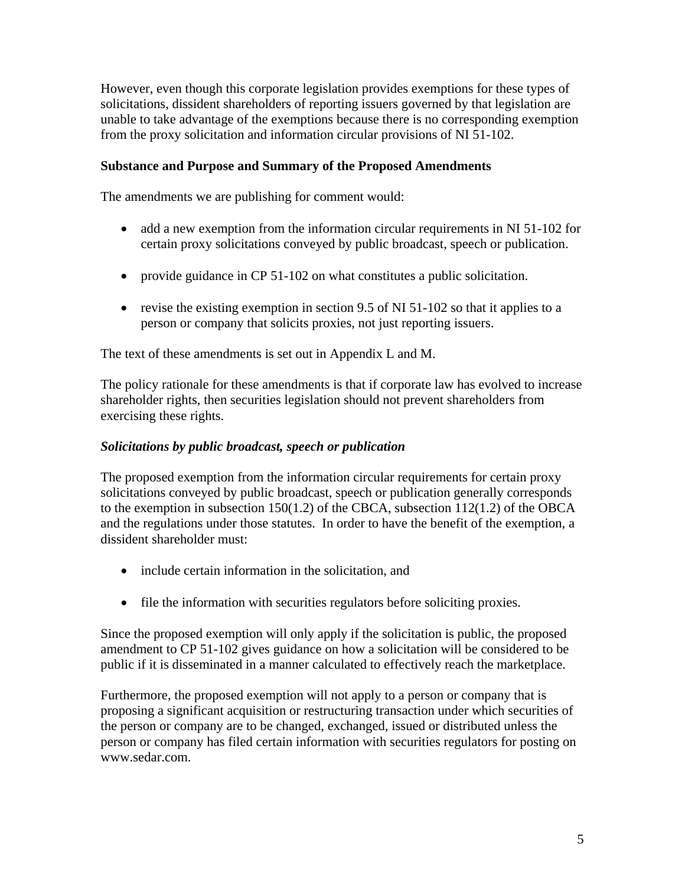However, even though this corporate legislation provides exemptions for these types of solicitations, dissident shareholders of reporting issuers governed by that legislation are unable to take advantage of the exemptions because there is no corresponding exemption from the proxy solicitation and information circular provisions of NI 51-102.

**Substance and Purpose and Summary of the Proposed Amendments**

The amendments we are publishing for comment would:

- add a new exemption from the information circular requirements in NI 51-102 for certain proxy solicitations conveyed by public broadcast, speech or publication.
- provide guidance in CP 51-102 on what constitutes a public solicitation.
- revise the existing exemption in section 9.5 of NI 51-102 so that it applies to a person or company that solicits proxies, not just reporting issuers.

The text of these amendments is set out in Appendix L and M.

The policy rationale for these amendments is that if corporate law has evolved to increase shareholder rights, then securities legislation should not prevent shareholders from exercising these rights.

***Solicitations by public broadcast, speech or publication***

The proposed exemption from the information circular requirements for certain proxy solicitations conveyed by public broadcast, speech or publication generally corresponds to the exemption in subsection 150(1.2) of the CBCA, subsection 112(1.2) of the OBCA and the regulations under those statutes. In order to have the benefit of the exemption, a dissident shareholder must:

- include certain information in the solicitation, and
- file the information with securities regulators before soliciting proxies.

Since the proposed exemption will only apply if the solicitation is public, the proposed amendment to CP 51-102 gives guidance on how a solicitation will be considered to be public if it is disseminated in a manner calculated to effectively reach the marketplace.

Furthermore, the proposed exemption will not apply to a person or company that is proposing a significant acquisition or restructuring transaction under which securities of the person or company are to be changed, exchanged, issued or distributed unless the person or company has filed certain information with securities regulators for posting on www.sedar.com.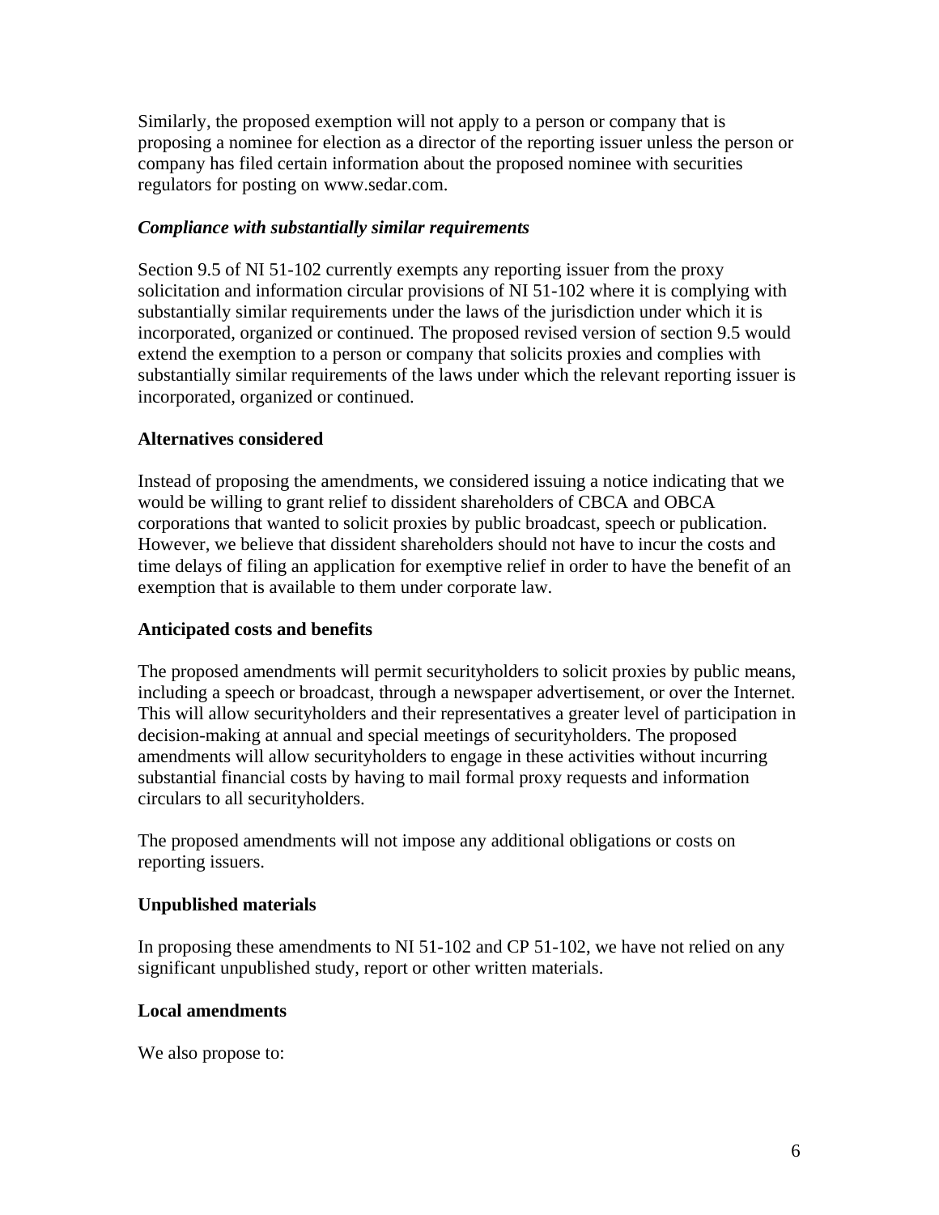Similarly, the proposed exemption will not apply to a person or company that is proposing a nominee for election as a director of the reporting issuer unless the person or company has filed certain information about the proposed nominee with securities regulators for posting on www.sedar.com.

***Compliance with substantially similar requirements***

Section 9.5 of NI 51-102 currently exempts any reporting issuer from the proxy solicitation and information circular provisions of NI 51-102 where it is complying with substantially similar requirements under the laws of the jurisdiction under which it is incorporated, organized or continued. The proposed revised version of section 9.5 would extend the exemption to a person or company that solicits proxies and complies with substantially similar requirements of the laws under which the relevant reporting issuer is incorporated, organized or continued.

**Alternatives considered**

Instead of proposing the amendments, we considered issuing a notice indicating that we would be willing to grant relief to dissident shareholders of CBCA and OBCA corporations that wanted to solicit proxies by public broadcast, speech or publication. However, we believe that dissident shareholders should not have to incur the costs and time delays of filing an application for exemptive relief in order to have the benefit of an exemption that is available to them under corporate law.

**Anticipated costs and benefits**

The proposed amendments will permit securityholders to solicit proxies by public means, including a speech or broadcast, through a newspaper advertisement, or over the Internet. This will allow securityholders and their representatives a greater level of participation in decision-making at annual and special meetings of securityholders. The proposed amendments will allow securityholders to engage in these activities without incurring substantial financial costs by having to mail formal proxy requests and information circulars to all securityholders.

The proposed amendments will not impose any additional obligations or costs on reporting issuers.

**Unpublished materials**

In proposing these amendments to NI 51-102 and CP 51-102, we have not relied on any significant unpublished study, report or other written materials.

**Local amendments**

We also propose to: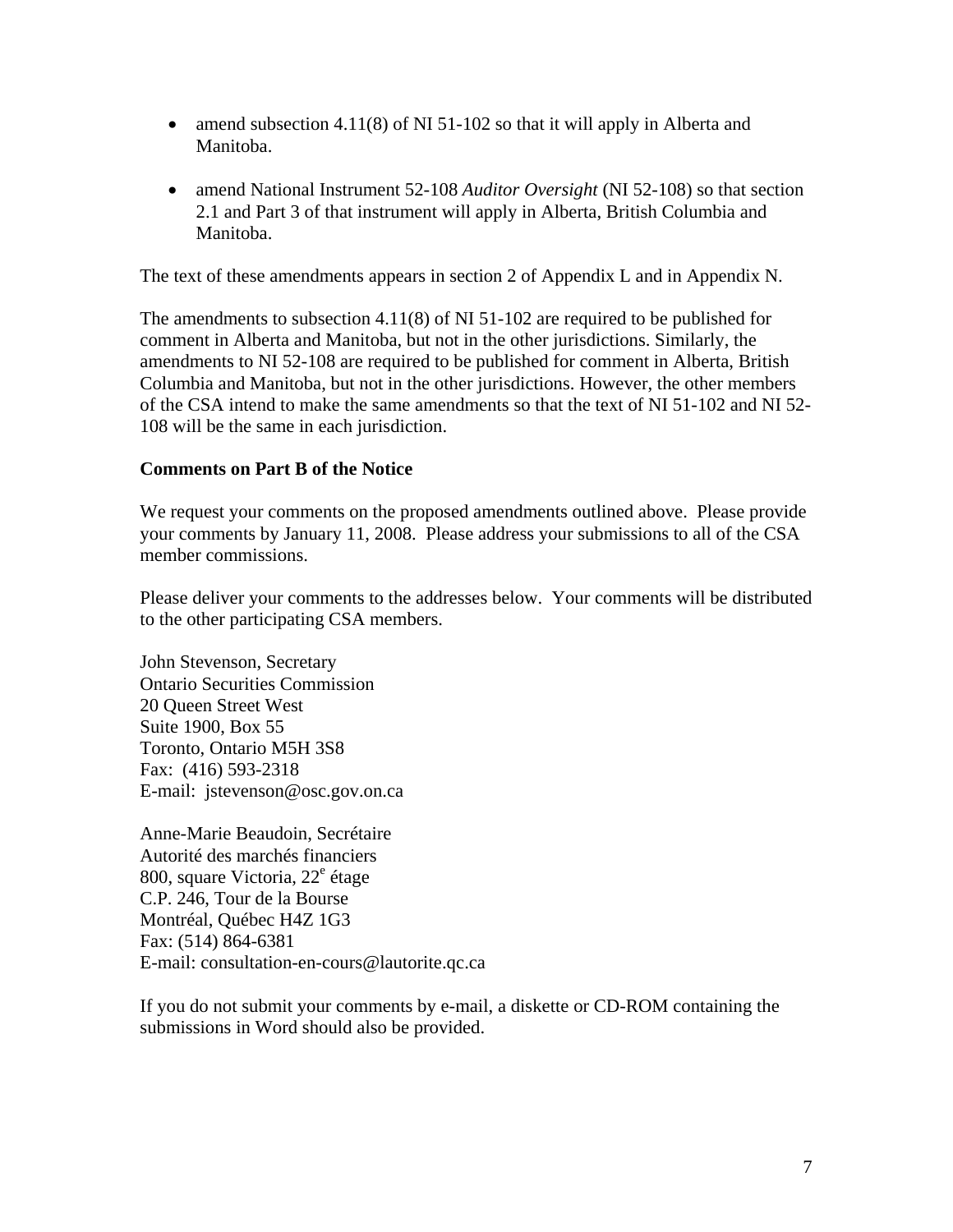- amend subsection 4.11(8) of NI 51-102 so that it will apply in Alberta and Manitoba.

- amend National Instrument 52-108 *Auditor Oversight* (NI 52-108) so that section 2.1 and Part 3 of that instrument will apply in Alberta, British Columbia and Manitoba.

The text of these amendments appears in section 2 of Appendix L and in Appendix N.

The amendments to subsection 4.11(8) of NI 51-102 are required to be published for comment in Alberta and Manitoba, but not in the other jurisdictions. Similarly, the amendments to NI 52-108 are required to be published for comment in Alberta, British Columbia and Manitoba, but not in the other jurisdictions. However, the other members of the CSA intend to make the same amendments so that the text of NI 51-102 and NI 52-108 will be the same in each jurisdiction.

**Comments on Part B of the Notice**

We request your comments on the proposed amendments outlined above. Please provide your comments by January 11, 2008. Please address your submissions to all of the CSA member commissions.

Please deliver your comments to the addresses below. Your comments will be distributed to the other participating CSA members.

John Stevenson, Secretary
Ontario Securities Commission
20 Queen Street West
Suite 1900, Box 55
Toronto, Ontario M5H 3S8
Fax: (416) 593-2318
E-mail: jstevenson@osc.gov.on.ca

Anne-Marie Beaudoin, Secrétaire
Autorité des marchés financiers
800, square Victoria, 22e étage
C.P. 246, Tour de la Bourse
Montréal, Québec H4Z 1G3
Fax: (514) 864-6381
E-mail: consultation-en-cours@lautorite.qc.ca

If you do not submit your comments by e-mail, a diskette or CD-ROM containing the submissions in Word should also be provided.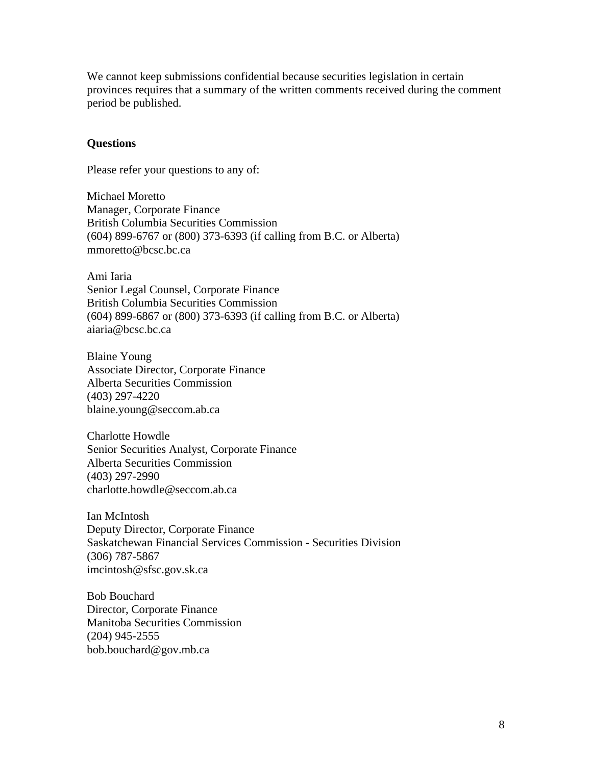We cannot keep submissions confidential because securities legislation in certain provinces requires that a summary of the written comments received during the comment period be published.

**Questions**

Please refer your questions to any of:

Michael Moretto
Manager, Corporate Finance
British Columbia Securities Commission
(604) 899-6767 or (800) 373-6393 (if calling from B.C. or Alberta)
mmoretto@bcsc.bc.ca

Ami Iaria
Senior Legal Counsel, Corporate Finance
British Columbia Securities Commission
(604) 899-6867 or (800) 373-6393 (if calling from B.C. or Alberta)
aiaria@bcsc.bc.ca

Blaine Young
Associate Director, Corporate Finance
Alberta Securities Commission
(403) 297-4220
blaine.young@seccom.ab.ca

Charlotte Howdle
Senior Securities Analyst, Corporate Finance
Alberta Securities Commission
(403) 297-2990
charlotte.howdle@seccom.ab.ca

Ian McIntosh
Deputy Director, Corporate Finance
Saskatchewan Financial Services Commission - Securities Division
(306) 787-5867
imcintosh@sfsc.gov.sk.ca

Bob Bouchard
Director, Corporate Finance
Manitoba Securities Commission
(204) 945-2555
bob.bouchard@gov.mb.ca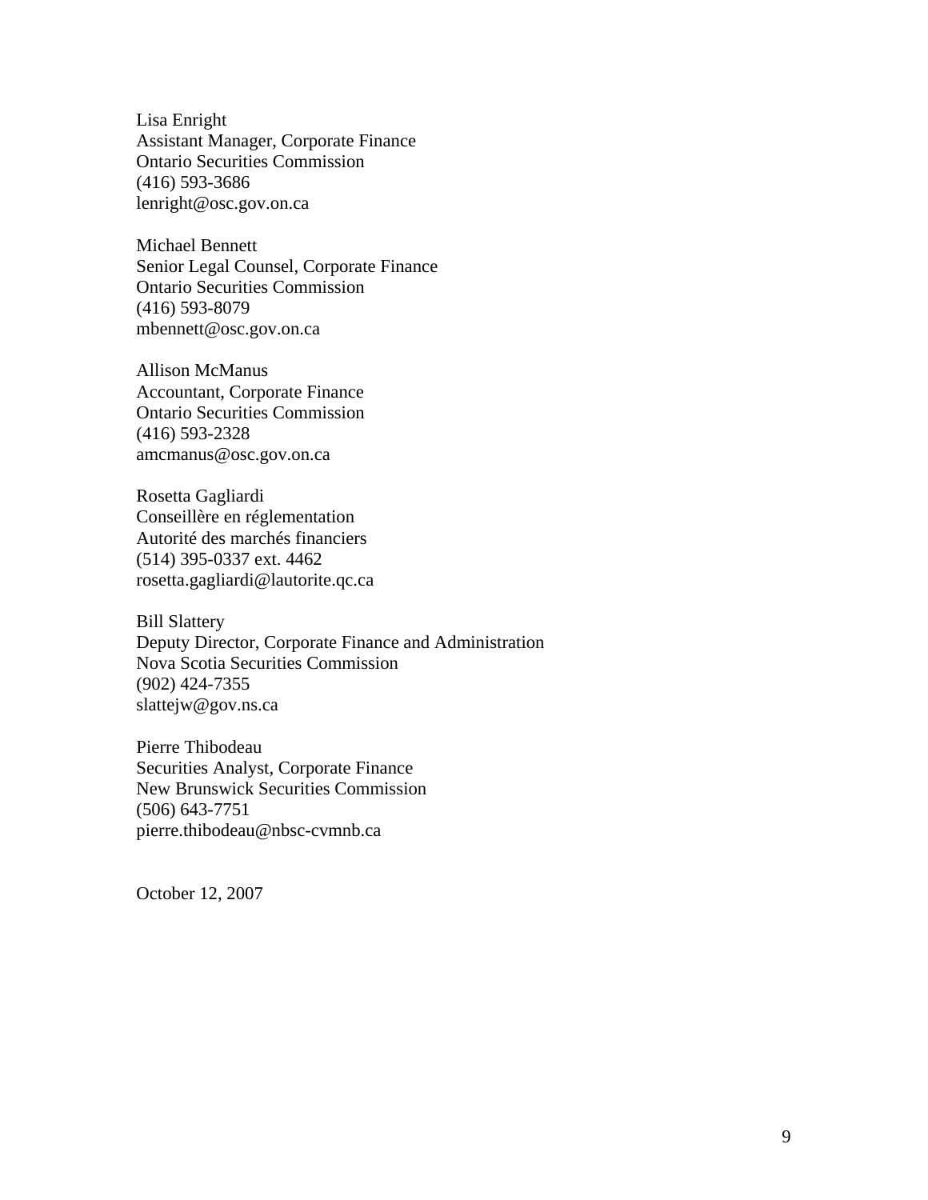Lisa Enright
Assistant Manager, Corporate Finance
Ontario Securities Commission
(416) 593-3686
lenright@osc.gov.on.ca

Michael Bennett
Senior Legal Counsel, Corporate Finance
Ontario Securities Commission
(416) 593-8079
mbennett@osc.gov.on.ca

Allison McManus
Accountant, Corporate Finance
Ontario Securities Commission
(416) 593-2328
amcmanus@osc.gov.on.ca

Rosetta Gagliardi
Conseillère en réglementation
Autorité des marchés financiers
(514) 395-0337 ext. 4462
rosetta.gagliardi@lautorite.qc.ca

Bill Slattery
Deputy Director, Corporate Finance and Administration
Nova Scotia Securities Commission
(902) 424-7355
slattejw@gov.ns.ca

Pierre Thibodeau
Securities Analyst, Corporate Finance
New Brunswick Securities Commission
(506) 643-7751
pierre.thibodeau@nbsc-cvmnb.ca

October 12, 2007